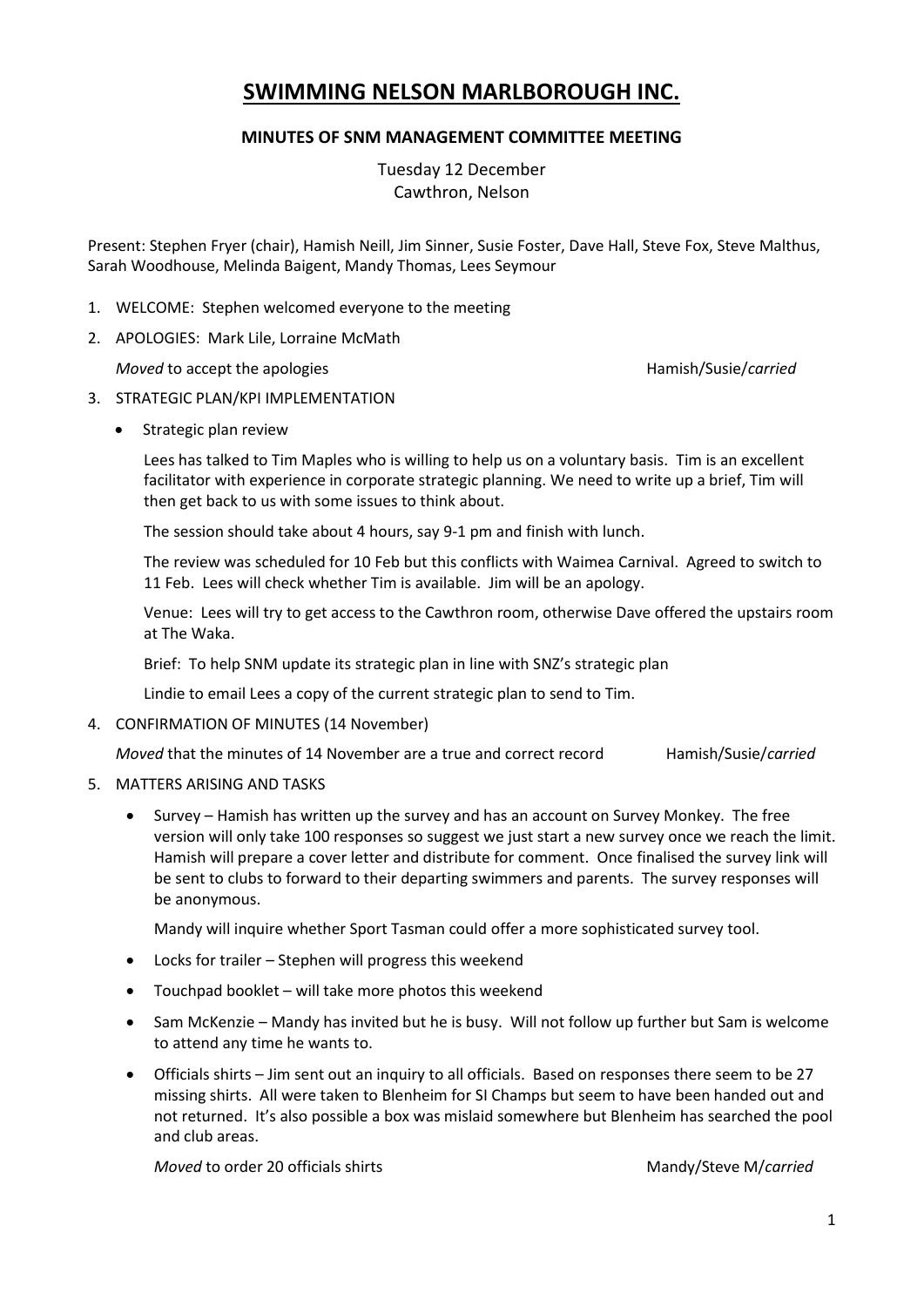# SWIMMING NELSON MARLBOROUGH INC.

**MINUTES OF SNM MANAGEMENT COMMITTEE MEETING**

Tuesday 12 December
Cawthron, Nelson

Present: Stephen Fryer (chair), Hamish Neill, Jim Sinner, Susie Foster, Dave Hall, Steve Fox, Steve Malthus, Sarah Woodhouse, Melinda Baigent, Mandy Thomas, Lees Seymour

1. WELCOME: Stephen welcomed everyone to the meeting
2. APOLOGIES: Mark Lile, Lorraine McMath

   *Moved* to accept the apologies — Hamish/Susie/*carried*

3. STRATEGIC PLAN/KPI IMPLEMENTATION

   - Strategic plan review

     Lees has talked to Tim Maples who is willing to help us on a voluntary basis. Tim is an excellent facilitator with experience in corporate strategic planning. We need to write up a brief, Tim will then get back to us with some issues to think about.

     The session should take about 4 hours, say 9-1 pm and finish with lunch.

     The review was scheduled for 10 Feb but this conflicts with Waimea Carnival. Agreed to switch to 11 Feb. Lees will check whether Tim is available. Jim will be an apology.

     Venue: Lees will try to get access to the Cawthron room, otherwise Dave offered the upstairs room at The Waka.

     Brief: To help SNM update its strategic plan in line with SNZ's strategic plan

     Lindie to email Lees a copy of the current strategic plan to send to Tim.

4. CONFIRMATION OF MINUTES (14 November)

   *Moved* that the minutes of 14 November are a true and correct record — Hamish/Susie/*carried*

5. MATTERS ARISING AND TASKS

   - Survey – Hamish has written up the survey and has an account on Survey Monkey. The free version will only take 100 responses so suggest we just start a new survey once we reach the limit. Hamish will prepare a cover letter and distribute for comment. Once finalised the survey link will be sent to clubs to forward to their departing swimmers and parents. The survey responses will be anonymous.

     Mandy will inquire whether Sport Tasman could offer a more sophisticated survey tool.

   - Locks for trailer – Stephen will progress this weekend
   - Touchpad booklet – will take more photos this weekend
   - Sam McKenzie – Mandy has invited but he is busy. Will not follow up further but Sam is welcome to attend any time he wants to.
   - Officials shirts – Jim sent out an inquiry to all officials. Based on responses there seem to be 27 missing shirts. All were taken to Blenheim for SI Champs but seem to have been handed out and not returned. It's also possible a box was mislaid somewhere but Blenheim has searched the pool and club areas.

     *Moved* to order 20 officials shirts — Mandy/Steve M/*carried*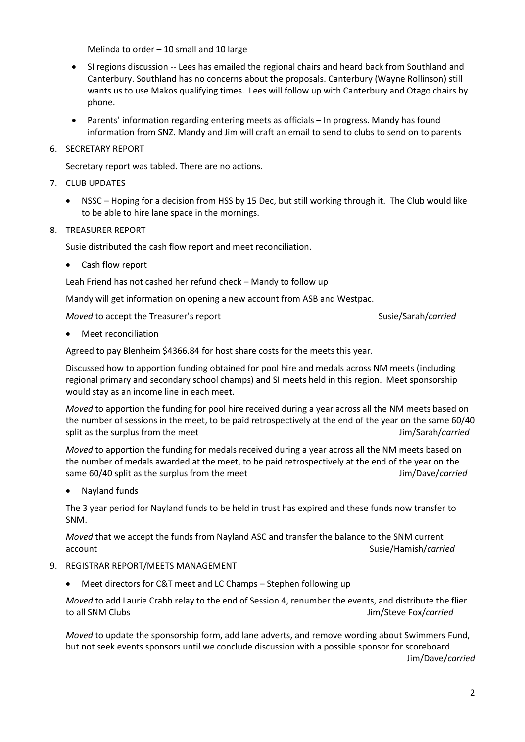Melinda to order – 10 small and 10 large

- SI regions discussion -- Lees has emailed the regional chairs and heard back from Southland and Canterbury. Southland has no concerns about the proposals. Canterbury (Wayne Rollinson) still wants us to use Makos qualifying times. Lees will follow up with Canterbury and Otago chairs by phone.
- Parents' information regarding entering meets as officials – In progress. Mandy has found information from SNZ. Mandy and Jim will craft an email to send to clubs to send on to parents

6. SECRETARY REPORT

Secretary report was tabled. There are no actions.

7. CLUB UPDATES

- NSSC – Hoping for a decision from HSS by 15 Dec, but still working through it. The Club would like to be able to hire lane space in the mornings.

8. TREASURER REPORT

Susie distributed the cash flow report and meet reconciliation.

- Cash flow report

Leah Friend has not cashed her refund check – Mandy to follow up

Mandy will get information on opening a new account from ASB and Westpac.

*Moved* to accept the Treasurer's report Susie/Sarah/*carried*

- Meet reconciliation

Agreed to pay Blenheim $4366.84 for host share costs for the meets this year.

Discussed how to apportion funding obtained for pool hire and medals across NM meets (including regional primary and secondary school champs) and SI meets held in this region. Meet sponsorship would stay as an income line in each meet.

*Moved* to apportion the funding for pool hire received during a year across all the NM meets based on the number of sessions in the meet, to be paid retrospectively at the end of the year on the same 60/40 split as the surplus from the meet Jim/Sarah/*carried*

*Moved* to apportion the funding for medals received during a year across all the NM meets based on the number of medals awarded at the meet, to be paid retrospectively at the end of the year on the same 60/40 split as the surplus from the meet Jim/Dave/*carried*

- Nayland funds

The 3 year period for Nayland funds to be held in trust has expired and these funds now transfer to SNM.

*Moved* that we accept the funds from Nayland ASC and transfer the balance to the SNM current account Susie/Hamish/*carried*

9. REGISTRAR REPORT/MEETS MANAGEMENT

- Meet directors for C&T meet and LC Champs – Stephen following up

*Moved* to add Laurie Crabb relay to the end of Session 4, renumber the events, and distribute the flier to all SNM Clubs Jim/Steve Fox/*carried*

*Moved* to update the sponsorship form, add lane adverts, and remove wording about Swimmers Fund, but not seek events sponsors until we conclude discussion with a possible sponsor for scoreboard Jim/Dave/*carried*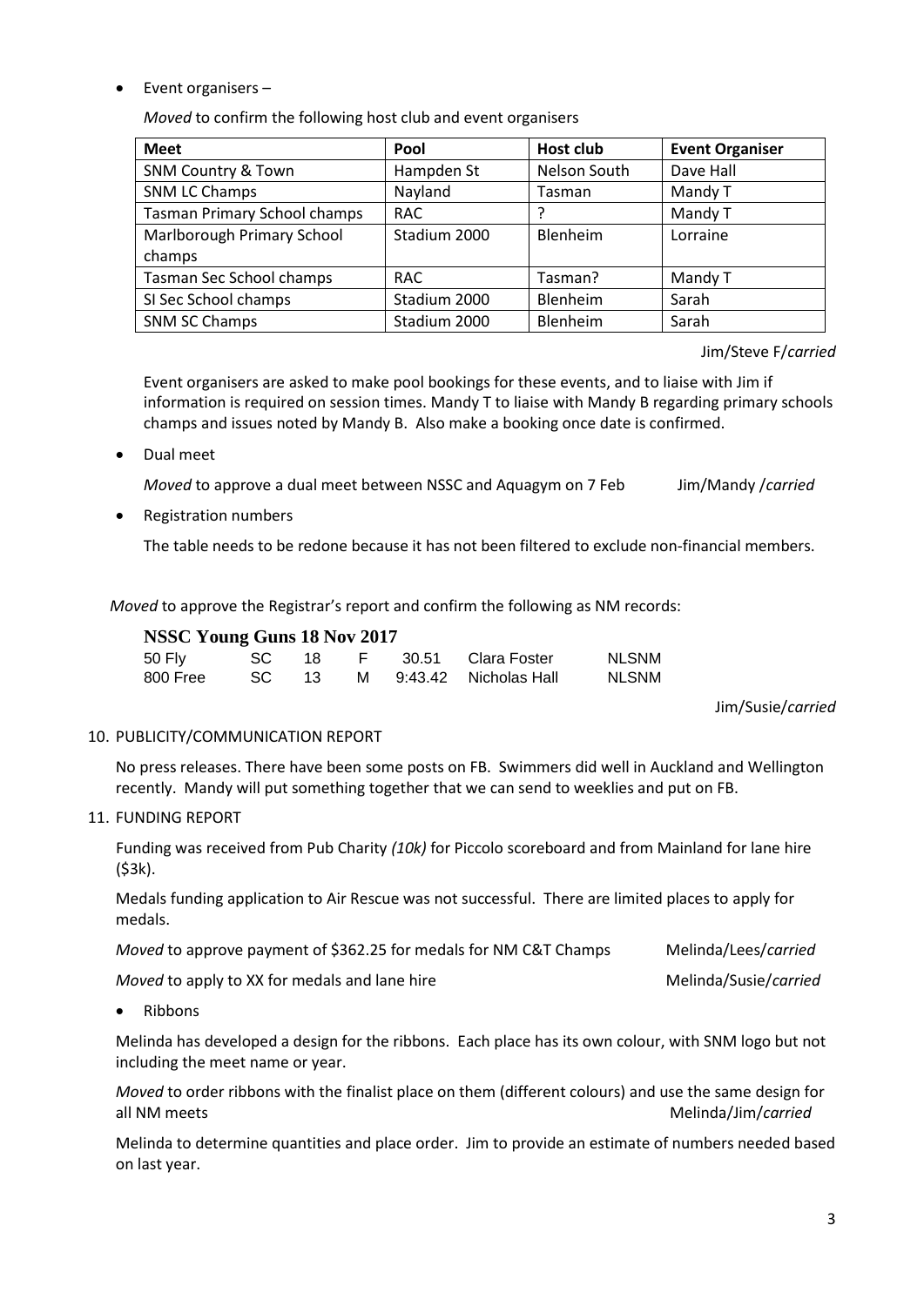- Event organisers –

  *Moved* to confirm the following host club and event organisers

| Meet | Pool | Host club | Event Organiser |
|---|---|---|---|
| SNM Country & Town | Hampden St | Nelson South | Dave Hall |
| SNM LC Champs | Nayland | Tasman | Mandy T |
| Tasman Primary School champs | RAC | ? | Mandy T |
| Marlborough Primary School champs | Stadium 2000 | Blenheim | Lorraine |
| Tasman Sec School champs | RAC | Tasman? | Mandy T |
| SI Sec School champs | Stadium 2000 | Blenheim | Sarah |
| SNM SC Champs | Stadium 2000 | Blenheim | Sarah |

Jim/Steve F/*carried*

Event organisers are asked to make pool bookings for these events, and to liaise with Jim if information is required on session times. Mandy T to liaise with Mandy B regarding primary schools champs and issues noted by Mandy B. Also make a booking once date is confirmed.

- Dual meet

  *Moved* to approve a dual meet between NSSC and Aquagym on 7 Feb Jim/Mandy /*carried*

- Registration numbers

  The table needs to be redone because it has not been filtered to exclude non-financial members.

*Moved* to approve the Registrar's report and confirm the following as NM records:

**NSSC Young Guns 18 Nov 2017**

| | | | | | | |
|---|---|---|---|---|---|---|
| 50 Fly | SC | 18 | F | 30.51 | Clara Foster | NLSNM |
| 800 Free | SC | 13 | M | 9:43.42 | Nicholas Hall | NLSNM |

Jim/Susie/*carried*

10. PUBLICITY/COMMUNICATION REPORT

No press releases. There have been some posts on FB. Swimmers did well in Auckland and Wellington recently. Mandy will put something together that we can send to weeklies and put on FB.

11. FUNDING REPORT

Funding was received from Pub Charity *(10k)* for Piccolo scoreboard and from Mainland for lane hire ($3k).

Medals funding application to Air Rescue was not successful. There are limited places to apply for medals.

*Moved* to approve payment of $362.25 for medals for NM C&T Champs Melinda/Lees/*carried*

*Moved* to apply to XX for medals and lane hire Melinda/Susie/*carried*

- Ribbons

  Melinda has developed a design for the ribbons. Each place has its own colour, with SNM logo but not including the meet name or year.

  *Moved* to order ribbons with the finalist place on them (different colours) and use the same design for all NM meets Melinda/Jim/*carried*

  Melinda to determine quantities and place order. Jim to provide an estimate of numbers needed based on last year.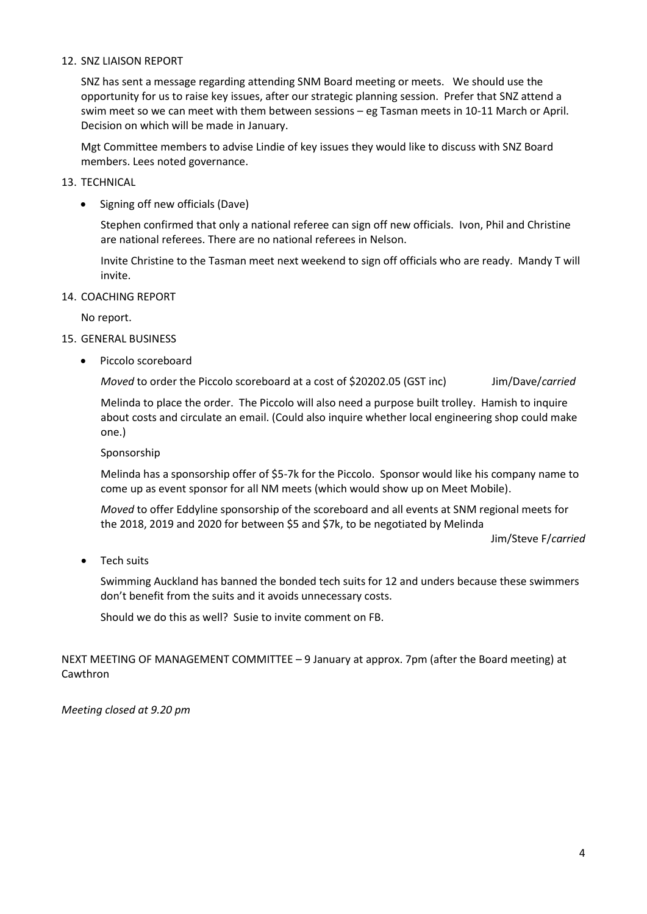12. SNZ LIAISON REPORT

    SNZ has sent a message regarding attending SNM Board meeting or meets. We should use the opportunity for us to raise key issues, after our strategic planning session. Prefer that SNZ attend a swim meet so we can meet with them between sessions – eg Tasman meets in 10-11 March or April. Decision on which will be made in January.

    Mgt Committee members to advise Lindie of key issues they would like to discuss with SNZ Board members. Lees noted governance.

13. TECHNICAL

    - Signing off new officials (Dave)

      Stephen confirmed that only a national referee can sign off new officials. Ivon, Phil and Christine are national referees. There are no national referees in Nelson.

      Invite Christine to the Tasman meet next weekend to sign off officials who are ready. Mandy T will invite.

14. COACHING REPORT

    No report.

15. GENERAL BUSINESS

    - Piccolo scoreboard

      *Moved* to order the Piccolo scoreboard at a cost of $20202.05 (GST inc) Jim/Dave/*carried*

      Melinda to place the order. The Piccolo will also need a purpose built trolley. Hamish to inquire about costs and circulate an email. (Could also inquire whether local engineering shop could make one.)

      Sponsorship

      Melinda has a sponsorship offer of $5-7k for the Piccolo. Sponsor would like his company name to come up as event sponsor for all NM meets (which would show up on Meet Mobile).

      *Moved* to offer Eddyline sponsorship of the scoreboard and all events at SNM regional meets for the 2018, 2019 and 2020 for between $5 and $7k, to be negotiated by Melinda

      Jim/Steve F/*carried*

    - Tech suits

      Swimming Auckland has banned the bonded tech suits for 12 and unders because these swimmers don't benefit from the suits and it avoids unnecessary costs.

      Should we do this as well? Susie to invite comment on FB.

NEXT MEETING OF MANAGEMENT COMMITTEE – 9 January at approx. 7pm (after the Board meeting) at Cawthron

*Meeting closed at 9.20 pm*